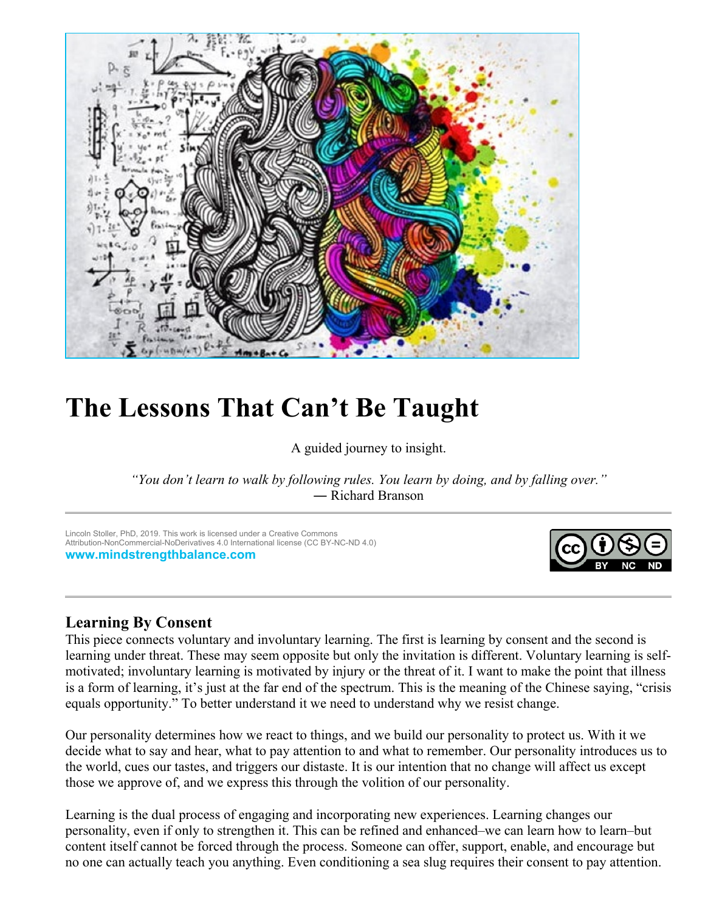# The Lessons That Can’t Be Taught

A guided journey to insight.

*“You don’t learn to walk by following rules. You learn by doing, and by falling over.”*
― Richard Branson

Lincoln Stoller, PhD, 2019. This work is licensed under a Creative Commons Attribution-NonCommercial-NoDerivatives 4.0 International license (CC BY-NC-ND 4.0)
**www.mindstrengthbalance.com**

## Learning By Consent

This piece connects voluntary and involuntary learning. The first is learning by consent and the second is learning under threat. These may seem opposite but only the invitation is different. Voluntary learning is self-motivated; involuntary learning is motivated by injury or the threat of it. I want to make the point that illness is a form of learning, it’s just at the far end of the spectrum. This is the meaning of the Chinese saying, “crisis equals opportunity.” To better understand it we need to understand why we resist change.

Our personality determines how we react to things, and we build our personality to protect us. With it we decide what to say and hear, what to pay attention to and what to remember. Our personality introduces us to the world, cues our tastes, and triggers our distaste. It is our intention that no change will affect us except those we approve of, and we express this through the volition of our personality.

Learning is the dual process of engaging and incorporating new experiences. Learning changes our personality, even if only to strengthen it. This can be refined and enhanced–we can learn how to learn–but content itself cannot be forced through the process. Someone can offer, support, enable, and encourage but no one can actually teach you anything. Even conditioning a sea slug requires their consent to pay attention.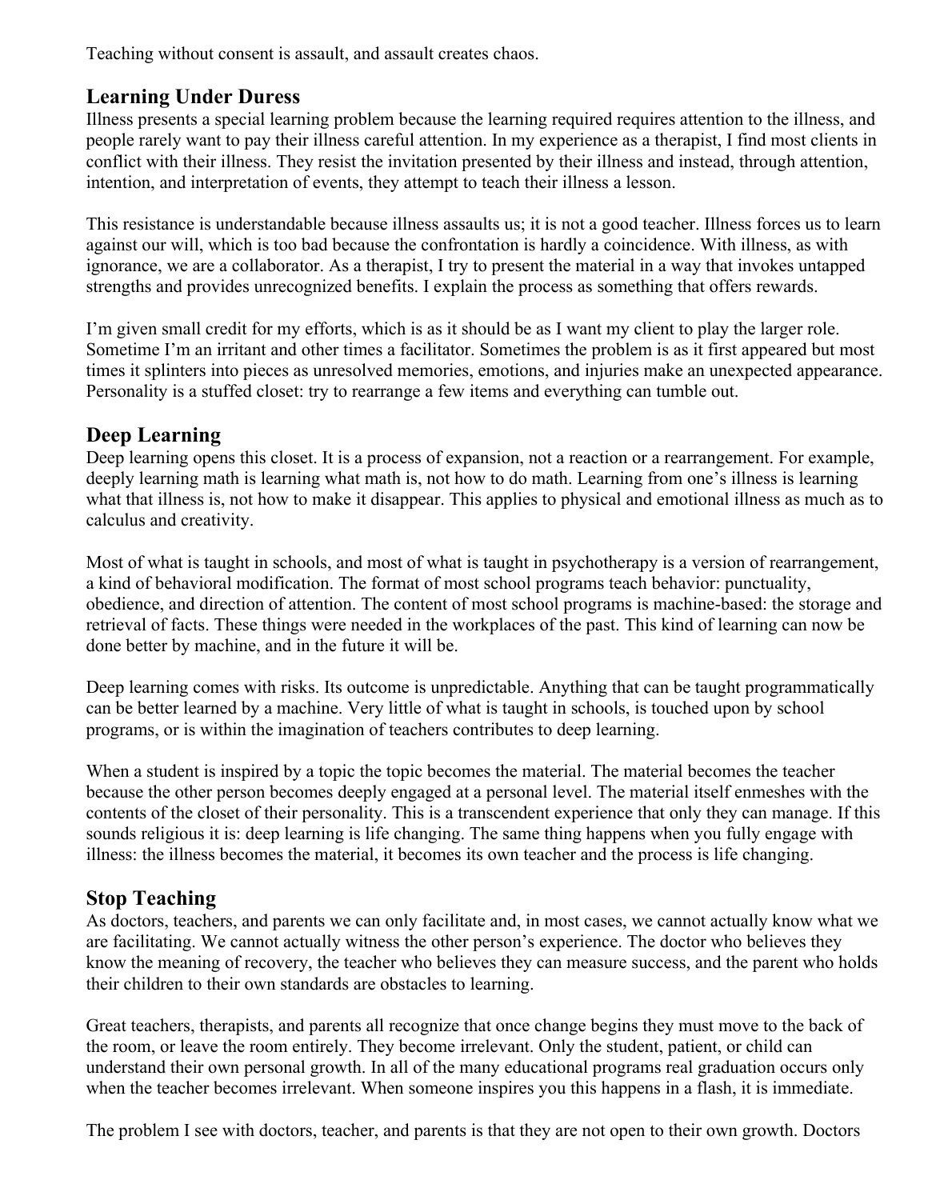Teaching without consent is assault, and assault creates chaos.

## Learning Under Duress

Illness presents a special learning problem because the learning required requires attention to the illness, and people rarely want to pay their illness careful attention. In my experience as a therapist, I find most clients in conflict with their illness. They resist the invitation presented by their illness and instead, through attention, intention, and interpretation of events, they attempt to teach their illness a lesson.

This resistance is understandable because illness assaults us; it is not a good teacher. Illness forces us to learn against our will, which is too bad because the confrontation is hardly a coincidence. With illness, as with ignorance, we are a collaborator. As a therapist, I try to present the material in a way that invokes untapped strengths and provides unrecognized benefits. I explain the process as something that offers rewards.

I'm given small credit for my efforts, which is as it should be as I want my client to play the larger role. Sometime I'm an irritant and other times a facilitator. Sometimes the problem is as it first appeared but most times it splinters into pieces as unresolved memories, emotions, and injuries make an unexpected appearance. Personality is a stuffed closet: try to rearrange a few items and everything can tumble out.

## Deep Learning

Deep learning opens this closet. It is a process of expansion, not a reaction or a rearrangement. For example, deeply learning math is learning what math is, not how to do math. Learning from one's illness is learning what that illness is, not how to make it disappear. This applies to physical and emotional illness as much as to calculus and creativity.

Most of what is taught in schools, and most of what is taught in psychotherapy is a version of rearrangement, a kind of behavioral modification. The format of most school programs teach behavior: punctuality, obedience, and direction of attention. The content of most school programs is machine-based: the storage and retrieval of facts. These things were needed in the workplaces of the past. This kind of learning can now be done better by machine, and in the future it will be.

Deep learning comes with risks. Its outcome is unpredictable. Anything that can be taught programmatically can be better learned by a machine. Very little of what is taught in schools, is touched upon by school programs, or is within the imagination of teachers contributes to deep learning.

When a student is inspired by a topic the topic becomes the material. The material becomes the teacher because the other person becomes deeply engaged at a personal level. The material itself enmeshes with the contents of the closet of their personality. This is a transcendent experience that only they can manage. If this sounds religious it is: deep learning is life changing. The same thing happens when you fully engage with illness: the illness becomes the material, it becomes its own teacher and the process is life changing.

## Stop Teaching

As doctors, teachers, and parents we can only facilitate and, in most cases, we cannot actually know what we are facilitating. We cannot actually witness the other person's experience. The doctor who believes they know the meaning of recovery, the teacher who believes they can measure success, and the parent who holds their children to their own standards are obstacles to learning.

Great teachers, therapists, and parents all recognize that once change begins they must move to the back of the room, or leave the room entirely. They become irrelevant. Only the student, patient, or child can understand their own personal growth. In all of the many educational programs real graduation occurs only when the teacher becomes irrelevant. When someone inspires you this happens in a flash, it is immediate.

The problem I see with doctors, teacher, and parents is that they are not open to their own growth. Doctors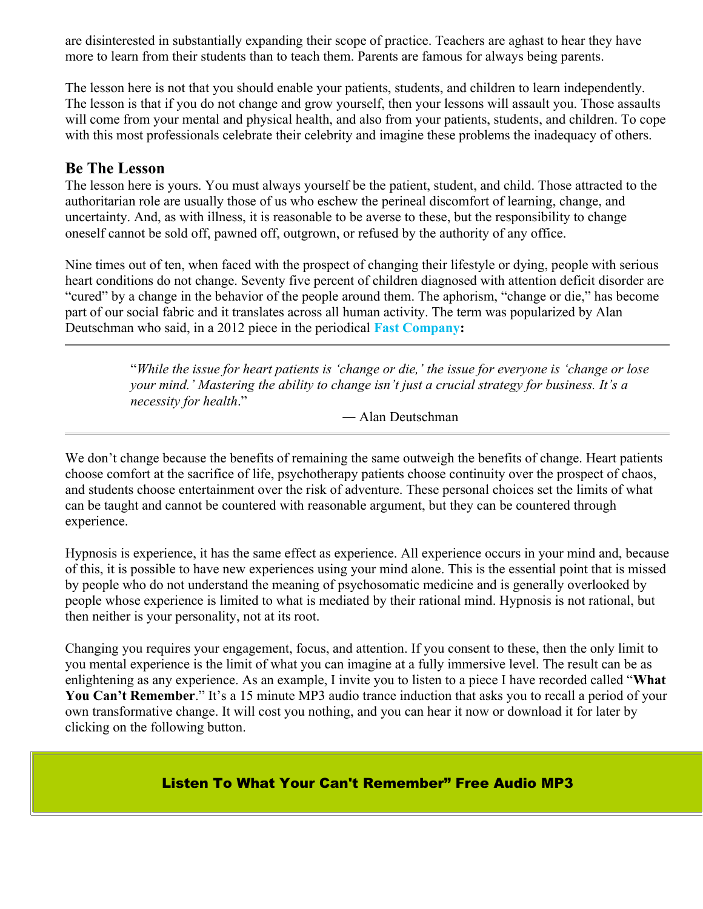are disinterested in substantially expanding their scope of practice. Teachers are aghast to hear they have more to learn from their students than to teach them. Parents are famous for always being parents.

The lesson here is not that you should enable your patients, students, and children to learn independently. The lesson is that if you do not change and grow yourself, then your lessons will assault you. Those assaults will come from your mental and physical health, and also from your patients, students, and children. To cope with this most professionals celebrate their celebrity and imagine these problems the inadequacy of others.

## Be The Lesson

The lesson here is yours. You must always yourself be the patient, student, and child. Those attracted to the authoritarian role are usually those of us who eschew the perineal discomfort of learning, change, and uncertainty. And, as with illness, it is reasonable to be averse to these, but the responsibility to change oneself cannot be sold off, pawned off, outgrown, or refused by the authority of any office.

Nine times out of ten, when faced with the prospect of changing their lifestyle or dying, people with serious heart conditions do not change. Seventy five percent of children diagnosed with attention deficit disorder are “cured” by a change in the behavior of the people around them. The aphorism, “change or die,” has become part of our social fabric and it translates across all human activity. The term was popularized by Alan Deutschman who said, in a 2012 piece in the periodical **Fast Company:**

---

> “*While the issue for heart patients is ‘change or die,’ the issue for everyone is ‘change or lose your mind.’ Mastering the ability to change isn’t just a crucial strategy for business. It’s a necessity for health*.”
>
> — Alan Deutschman

---

We don’t change because the benefits of remaining the same outweigh the benefits of change. Heart patients choose comfort at the sacrifice of life, psychotherapy patients choose continuity over the prospect of chaos, and students choose entertainment over the risk of adventure. These personal choices set the limits of what can be taught and cannot be countered with reasonable argument, but they can be countered through experience.

Hypnosis is experience, it has the same effect as experience. All experience occurs in your mind and, because of this, it is possible to have new experiences using your mind alone. This is the essential point that is missed by people who do not understand the meaning of psychosomatic medicine and is generally overlooked by people whose experience is limited to what is mediated by their rational mind. Hypnosis is not rational, but then neither is your personality, not at its root.

Changing you requires your engagement, focus, and attention. If you consent to these, then the only limit to you mental experience is the limit of what you can imagine at a fully immersive level. The result can be as enlightening as any experience. As an example, I invite you to listen to a piece I have recorded called “**What You Can’t Remember**.” It’s a 15 minute MP3 audio trance induction that asks you to recall a period of your own transformative change. It will cost you nothing, and you can hear it now or download it for later by clicking on the following button.

**Listen To What Your Can't Remember” Free Audio MP3**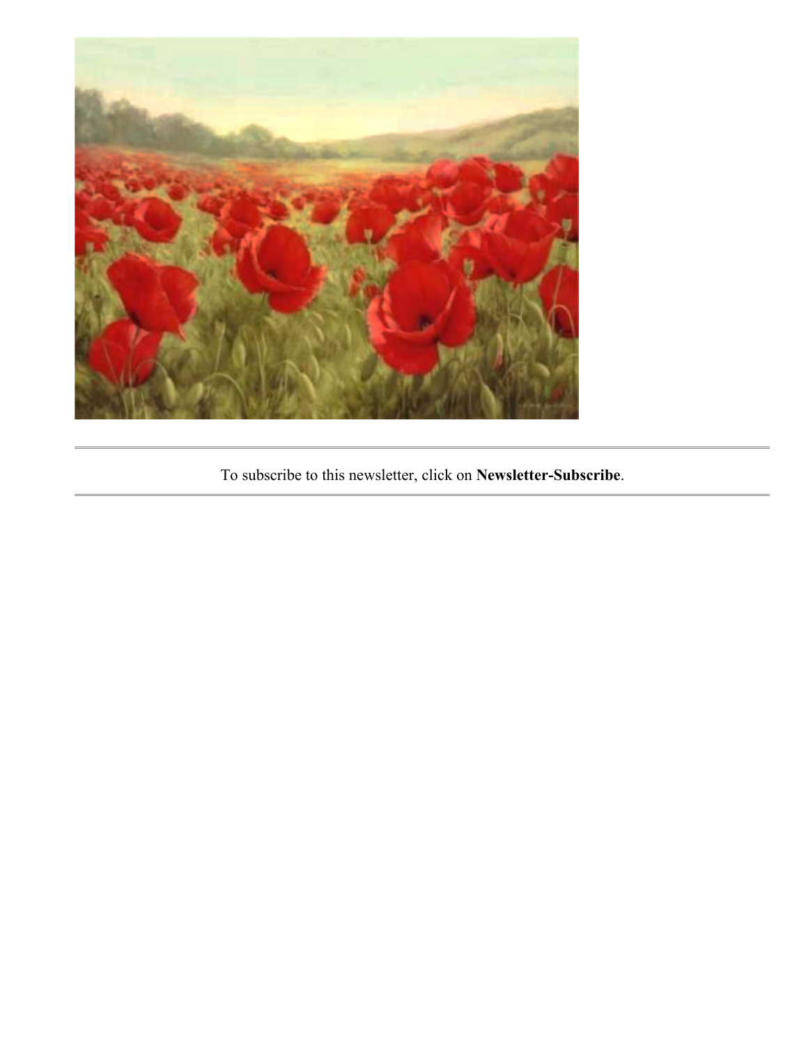---

To subscribe to this newsletter, click on **Newsletter-Subscribe**.

---